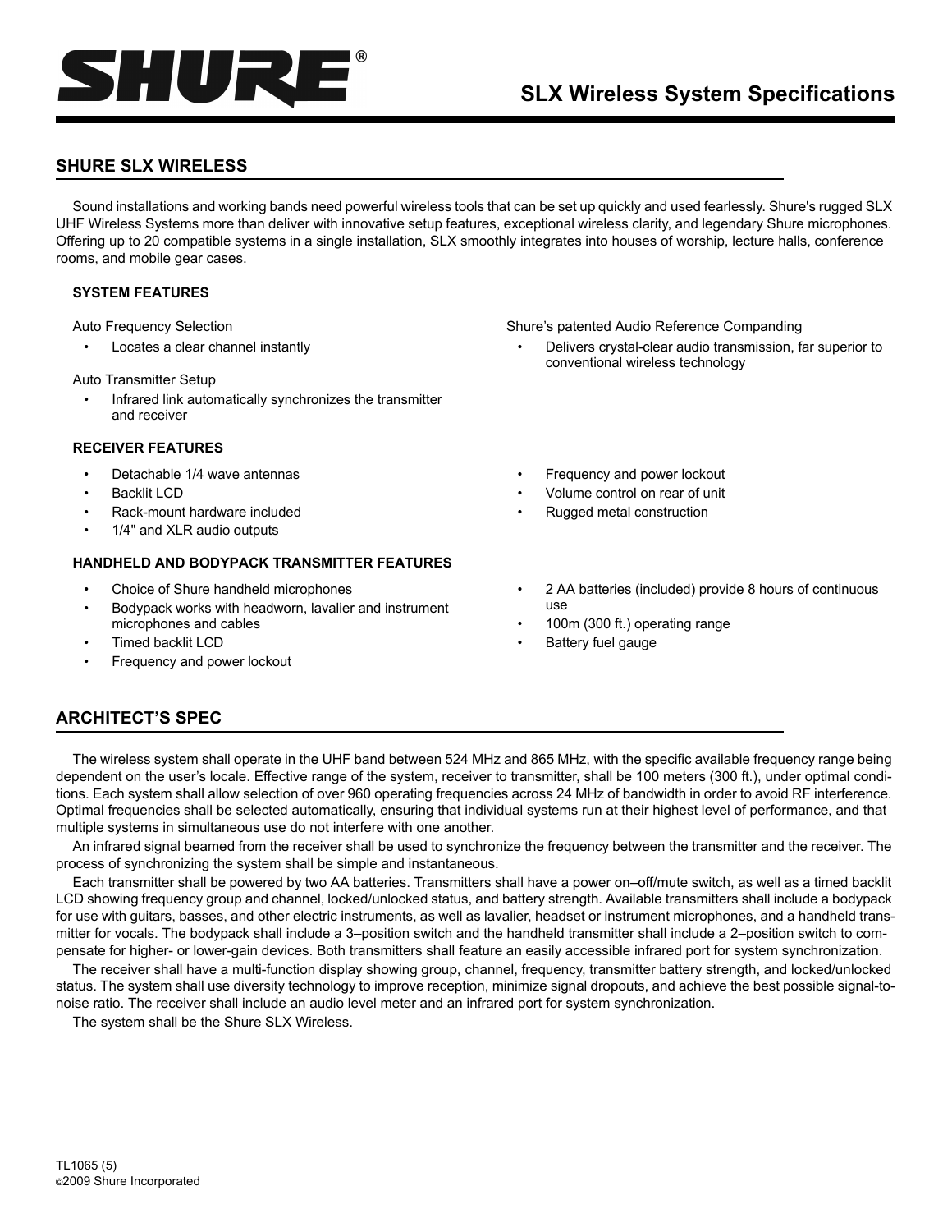# SLX Wireless System Specifications

## SHURE SLX WIRELESS

Sound installations and working bands need powerful wireless tools that can be set up quickly and used fearlessly. Shure's rugged SLX UHF Wireless Systems more than deliver with innovative setup features, exceptional wireless clarity, and legendary Shure microphones. Offering up to 20 compatible systems in a single installation, SLX smoothly integrates into houses of worship, lecture halls, conference rooms, and mobile gear cases.

### SYSTEM FEATURES

Auto Frequency Selection

- Locates a clear channel instantly

Auto Transmitter Setup

- Infrared link automatically synchronizes the transmitter and receiver

Shure's patented Audio Reference Companding

- Delivers crystal-clear audio transmission, far superior to conventional wireless technology

### RECEIVER FEATURES

- Detachable 1/4 wave antennas
- Backlit LCD
- Rack-mount hardware included
- 1/4" and XLR audio outputs
- Frequency and power lockout
- Volume control on rear of unit
- Rugged metal construction

### HANDHELD AND BODYPACK TRANSMITTER FEATURES

- Choice of Shure handheld microphones
- Bodypack works with headworn, lavalier and instrument microphones and cables
- Timed backlit LCD
- Frequency and power lockout
- 2 AA batteries (included) provide 8 hours of continuous use
- 100m (300 ft.) operating range
- Battery fuel gauge

## ARCHITECT'S SPEC

The wireless system shall operate in the UHF band between 524 MHz and 865 MHz, with the specific available frequency range being dependent on the user's locale. Effective range of the system, receiver to transmitter, shall be 100 meters (300 ft.), under optimal conditions. Each system shall allow selection of over 960 operating frequencies across 24 MHz of bandwidth in order to avoid RF interference. Optimal frequencies shall be selected automatically, ensuring that individual systems run at their highest level of performance, and that multiple systems in simultaneous use do not interfere with one another.

An infrared signal beamed from the receiver shall be used to synchronize the frequency between the transmitter and the receiver. The process of synchronizing the system shall be simple and instantaneous.

Each transmitter shall be powered by two AA batteries. Transmitters shall have a power on–off/mute switch, as well as a timed backlit LCD showing frequency group and channel, locked/unlocked status, and battery strength. Available transmitters shall include a bodypack for use with guitars, basses, and other electric instruments, as well as lavalier, headset or instrument microphones, and a handheld transmitter for vocals. The bodypack shall include a 3–position switch and the handheld transmitter shall include a 2–position switch to compensate for higher- or lower-gain devices. Both transmitters shall feature an easily accessible infrared port for system synchronization.

The receiver shall have a multi-function display showing group, channel, frequency, transmitter battery strength, and locked/unlocked status. The system shall use diversity technology to improve reception, minimize signal dropouts, and achieve the best possible signal-to-noise ratio. The receiver shall include an audio level meter and an infrared port for system synchronization.

The system shall be the Shure SLX Wireless.

TL1065 (5)
©2009 Shure Incorporated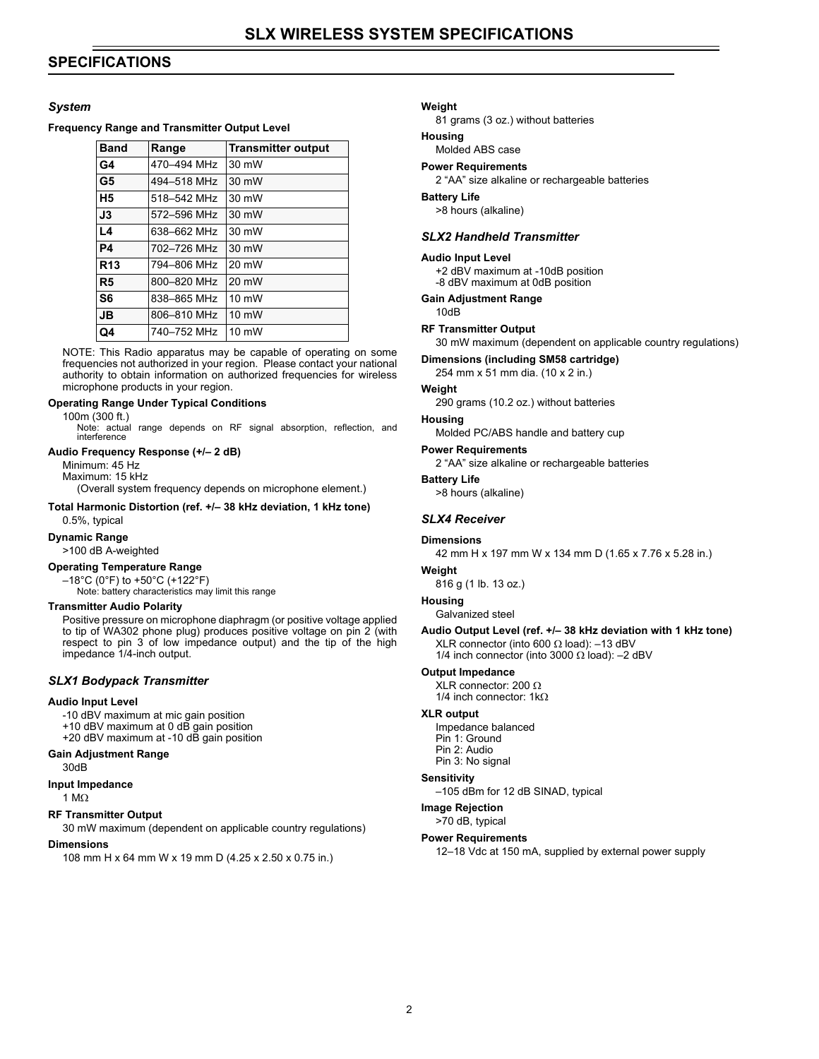# SLX WIRELESS SYSTEM SPECIFICATIONS

## SPECIFICATIONS

### *System*

**Frequency Range and Transmitter Output Level**

| Band | Range | Transmitter output |
|---|---|---|
| G4 | 470–494 MHz | 30 mW |
| G5 | 494–518 MHz | 30 mW |
| H5 | 518–542 MHz | 30 mW |
| J3 | 572–596 MHz | 30 mW |
| L4 | 638–662 MHz | 30 mW |
| P4 | 702–726 MHz | 30 mW |
| R13 | 794–806 MHz | 20 mW |
| R5 | 800–820 MHz | 20 mW |
| S6 | 838–865 MHz | 10 mW |
| JB | 806–810 MHz | 10 mW |
| Q4 | 740–752 MHz | 10 mW |

NOTE: This Radio apparatus may be capable of operating on some frequencies not authorized in your region. Please contact your national authority to obtain information on authorized frequencies for wireless microphone products in your region.

**Operating Range Under Typical Conditions**

100m (300 ft.)

Note: actual range depends on RF signal absorption, reflection, and interference

**Audio Frequency Response (+/– 2 dB)**

Minimum: 45 Hz
Maximum: 15 kHz
(Overall system frequency depends on microphone element.)

**Total Harmonic Distortion (ref. +/– 38 kHz deviation, 1 kHz tone)**

0.5%, typical

**Dynamic Range**

>100 dB A-weighted

**Operating Temperature Range**

–18°C (0°F) to +50°C (+122°F)

Note: battery characteristics may limit this range

**Transmitter Audio Polarity**

Positive pressure on microphone diaphragm (or positive voltage applied to tip of WA302 phone plug) produces positive voltage on pin 2 (with respect to pin 3 of low impedance output) and the tip of the high impedance 1/4-inch output.

### *SLX1 Bodypack Transmitter*

**Audio Input Level**

-10 dBV maximum at mic gain position
+10 dBV maximum at 0 dB gain position
+20 dBV maximum at -10 dB gain position

**Gain Adjustment Range**

30dB

**Input Impedance**

1 MΩ

**RF Transmitter Output**

30 mW maximum (dependent on applicable country regulations)

**Dimensions**

108 mm H x 64 mm W x 19 mm D (4.25 x 2.50 x 0.75 in.)

**Weight**

81 grams (3 oz.) without batteries

**Housing**

Molded ABS case

**Power Requirements**

2 "AA" size alkaline or rechargeable batteries

**Battery Life**

>8 hours (alkaline)

### *SLX2 Handheld Transmitter*

**Audio Input Level**

+2 dBV maximum at -10dB position
-8 dBV maximum at 0dB position

**Gain Adjustment Range**

10dB

**RF Transmitter Output**

30 mW maximum (dependent on applicable country regulations)

**Dimensions (including SM58 cartridge)**

254 mm x 51 mm dia. (10 x 2 in.)

**Weight**

290 grams (10.2 oz.) without batteries

**Housing**

Molded PC/ABS handle and battery cup

**Power Requirements**

2 "AA" size alkaline or rechargeable batteries

**Battery Life**

>8 hours (alkaline)

### *SLX4 Receiver*

**Dimensions**

42 mm H x 197 mm W x 134 mm D (1.65 x 7.76 x 5.28 in.)

**Weight**

816 g (1 lb. 13 oz.)

**Housing**

Galvanized steel

**Audio Output Level (ref. +/– 38 kHz deviation with 1 kHz tone)**

XLR connector (into 600 Ω load): –13 dBV
1/4 inch connector (into 3000 Ω load): –2 dBV

**Output Impedance**

XLR connector: 200 Ω
1/4 inch connector: 1kΩ

**XLR output**

Impedance balanced
Pin 1: Ground
Pin 2: Audio
Pin 3: No signal

**Sensitivity**

–105 dBm for 12 dB SINAD, typical

**Image Rejection**

>70 dB, typical

**Power Requirements**

12–18 Vdc at 150 mA, supplied by external power supply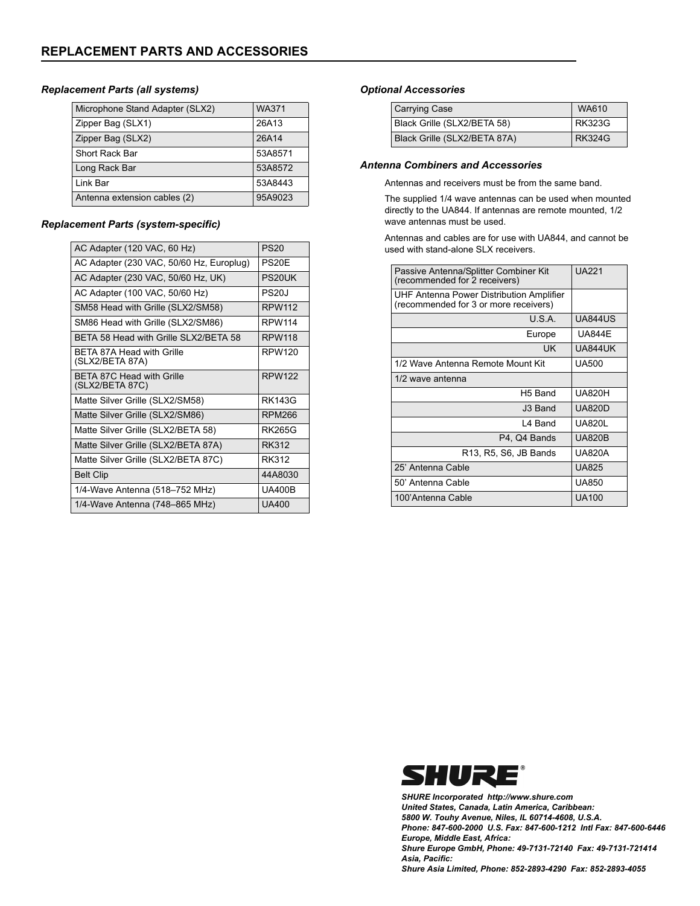## REPLACEMENT PARTS AND ACCESSORIES

### *Replacement Parts (all systems)*

| | |
|---|---|
| Microphone Stand Adapter (SLX2) | WA371 |
| Zipper Bag (SLX1) | 26A13 |
| Zipper Bag (SLX2) | 26A14 |
| Short Rack Bar | 53A8571 |
| Long Rack Bar | 53A8572 |
| Link Bar | 53A8443 |
| Antenna extension cables (2) | 95A9023 |

### *Replacement Parts (system-specific)*

| | |
|---|---|
| AC Adapter (120 VAC, 60 Hz) | PS20 |
| AC Adapter (230 VAC, 50/60 Hz, Europlug) | PS20E |
| AC Adapter (230 VAC, 50/60 Hz, UK) | PS20UK |
| AC Adapter (100 VAC, 50/60 Hz) | PS20J |
| SM58 Head with Grille (SLX2/SM58) | RPW112 |
| SM86 Head with Grille (SLX2/SM86) | RPW114 |
| BETA 58 Head with Grille SLX2/BETA 58 | RPW118 |
| BETA 87A Head with Grille (SLX2/BETA 87A) | RPW120 |
| BETA 87C Head with Grille (SLX2/BETA 87C) | RPW122 |
| Matte Silver Grille (SLX2/SM58) | RK143G |
| Matte Silver Grille (SLX2/SM86) | RPM266 |
| Matte Silver Grille (SLX2/BETA 58) | RK265G |
| Matte Silver Grille (SLX2/BETA 87A) | RK312 |
| Matte Silver Grille (SLX2/BETA 87C) | RK312 |
| Belt Clip | 44A8030 |
| 1/4-Wave Antenna (518–752 MHz) | UA400B |
| 1/4-Wave Antenna (748–865 MHz) | UA400 |

### *Optional Accessories*

| | |
|---|---|
| Carrying Case | WA610 |
| Black Grille (SLX2/BETA 58) | RK323G |
| Black Grille (SLX2/BETA 87A) | RK324G |

### *Antenna Combiners and Accessories*

Antennas and receivers must be from the same band.

The supplied 1/4 wave antennas can be used when mounted directly to the UA844. If antennas are remote mounted, 1/2 wave antennas must be used.

Antennas and cables are for use with UA844, and cannot be used with stand-alone SLX receivers.

| | |
|---|---|
| Passive Antenna/Splitter Combiner Kit (recommended for 2 receivers) | UA221 |
| UHF Antenna Power Distribution Amplifier (recommended for 3 or more receivers) | |
| U.S.A. | UA844US |
| Europe | UA844E |
| UK | UA844UK |
| 1/2 Wave Antenna Remote Mount Kit | UA500 |
| 1/2 wave antenna | |
| H5 Band | UA820H |
| J3 Band | UA820D |
| L4 Band | UA820L |
| P4, Q4 Bands | UA820B |
| R13, R5, S6, JB Bands | UA820A |
| 25' Antenna Cable | UA825 |
| 50' Antenna Cable | UA850 |
| 100'Antenna Cable | UA100 |

SHURE®

*SHURE Incorporated http://www.shure.com*
*United States, Canada, Latin America, Caribbean:*
*5800 W. Touhy Avenue, Niles, IL 60714-4608, U.S.A.*
*Phone: 847-600-2000 U.S. Fax: 847-600-1212 Intl Fax: 847-600-6446*
*Europe, Middle East, Africa:*
*Shure Europe GmbH, Phone: 49-7131-72140 Fax: 49-7131-721414*
*Asia, Pacific:*
*Shure Asia Limited, Phone: 852-2893-4290 Fax: 852-2893-4055*